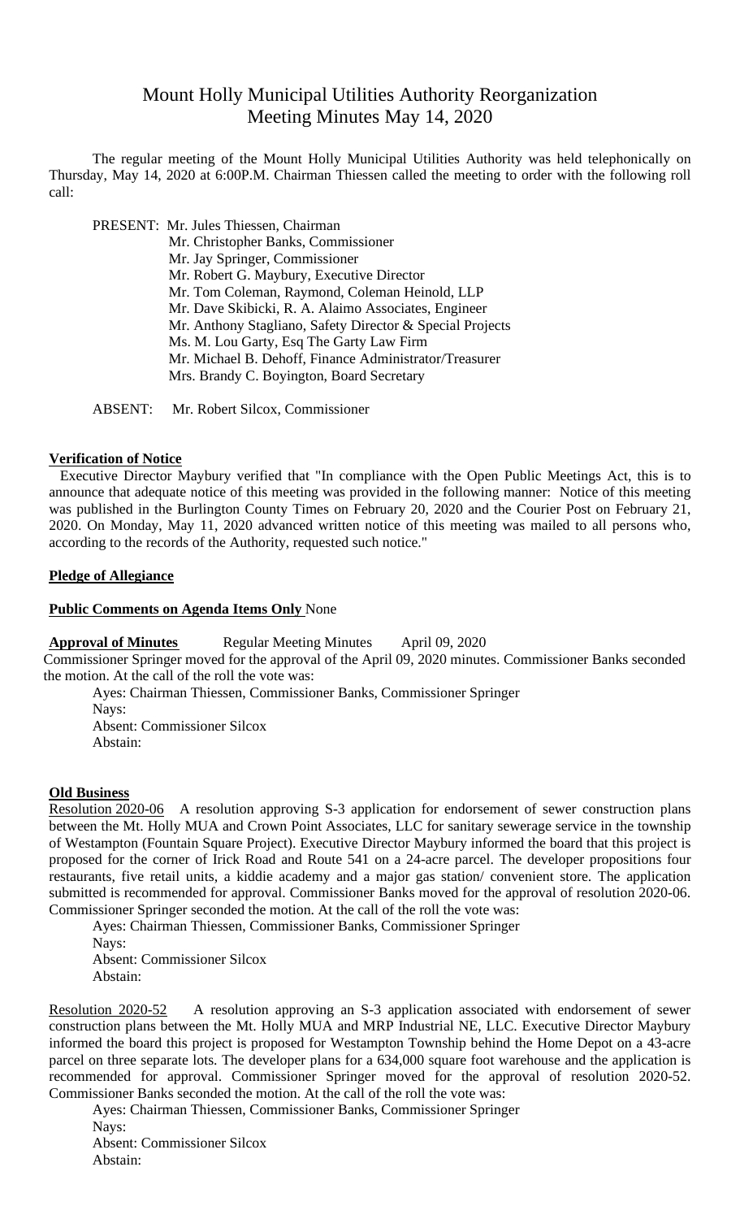# Mount Holly Municipal Utilities Authority Reorganization Meeting Minutes May 14, 2020

The regular meeting of the Mount Holly Municipal Utilities Authority was held telephonically on Thursday, May 14, 2020 at 6:00P.M. Chairman Thiessen called the meeting to order with the following roll call:

PRESENT: Mr. Jules Thiessen, Chairman
Mr. Christopher Banks, Commissioner
Mr. Jay Springer, Commissioner
Mr. Robert G. Maybury, Executive Director
Mr. Tom Coleman, Raymond, Coleman Heinold, LLP
Mr. Dave Skibicki, R. A. Alaimo Associates, Engineer
Mr. Anthony Stagliano, Safety Director & Special Projects
Ms. M. Lou Garty, Esq The Garty Law Firm
Mr. Michael B. Dehoff, Finance Administrator/Treasurer
Mrs. Brandy C. Boyington, Board Secretary

ABSENT: Mr. Robert Silcox, Commissioner

**Verification of Notice**

Executive Director Maybury verified that "In compliance with the Open Public Meetings Act, this is to announce that adequate notice of this meeting was provided in the following manner: Notice of this meeting was published in the Burlington County Times on February 20, 2020 and the Courier Post on February 21, 2020. On Monday, May 11, 2020 advanced written notice of this meeting was mailed to all persons who, according to the records of the Authority, requested such notice."

**Pledge of Allegiance**

**Public Comments on Agenda Items Only** None

**Approval of Minutes** Regular Meeting Minutes April 09, 2020

Commissioner Springer moved for the approval of the April 09, 2020 minutes. Commissioner Banks seconded the motion. At the call of the roll the vote was:

Ayes: Chairman Thiessen, Commissioner Banks, Commissioner Springer
Nays:
Absent: Commissioner Silcox
Abstain:

**Old Business**

Resolution 2020-06 A resolution approving S-3 application for endorsement of sewer construction plans between the Mt. Holly MUA and Crown Point Associates, LLC for sanitary sewerage service in the township of Westampton (Fountain Square Project). Executive Director Maybury informed the board that this project is proposed for the corner of Irick Road and Route 541 on a 24-acre parcel. The developer propositions four restaurants, five retail units, a kiddie academy and a major gas station/ convenient store. The application submitted is recommended for approval. Commissioner Banks moved for the approval of resolution 2020-06. Commissioner Springer seconded the motion. At the call of the roll the vote was:

Ayes: Chairman Thiessen, Commissioner Banks, Commissioner Springer
Nays:
Absent: Commissioner Silcox
Abstain:

Resolution 2020-52 A resolution approving an S-3 application associated with endorsement of sewer construction plans between the Mt. Holly MUA and MRP Industrial NE, LLC. Executive Director Maybury informed the board this project is proposed for Westampton Township behind the Home Depot on a 43-acre parcel on three separate lots. The developer plans for a 634,000 square foot warehouse and the application is recommended for approval. Commissioner Springer moved for the approval of resolution 2020-52. Commissioner Banks seconded the motion. At the call of the roll the vote was:

Ayes: Chairman Thiessen, Commissioner Banks, Commissioner Springer
Nays:
Absent: Commissioner Silcox
Abstain: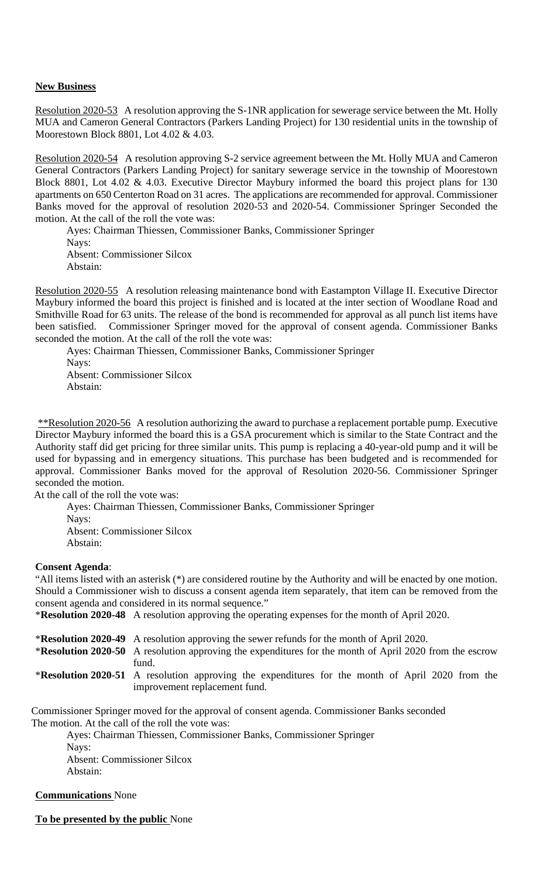**New Business**

Resolution 2020-53 A resolution approving the S-1NR application for sewerage service between the Mt. Holly MUA and Cameron General Contractors (Parkers Landing Project) for 130 residential units in the township of Moorestown Block 8801, Lot 4.02 & 4.03.

Resolution 2020-54 A resolution approving S-2 service agreement between the Mt. Holly MUA and Cameron General Contractors (Parkers Landing Project) for sanitary sewerage service in the township of Moorestown Block 8801, Lot 4.02 & 4.03. Executive Director Maybury informed the board this project plans for 130 apartments on 650 Centerton Road on 31 acres. The applications are recommended for approval. Commissioner Banks moved for the approval of resolution 2020-53 and 2020-54. Commissioner Springer Seconded the motion. At the call of the roll the vote was:

Ayes: Chairman Thiessen, Commissioner Banks, Commissioner Springer
Nays:
Absent: Commissioner Silcox
Abstain:

Resolution 2020-55 A resolution releasing maintenance bond with Eastampton Village II. Executive Director Maybury informed the board this project is finished and is located at the inter section of Woodlane Road and Smithville Road for 63 units. The release of the bond is recommended for approval as all punch list items have been satisfied. Commissioner Springer moved for the approval of consent agenda. Commissioner Banks seconded the motion. At the call of the roll the vote was:

Ayes: Chairman Thiessen, Commissioner Banks, Commissioner Springer
Nays:
Absent: Commissioner Silcox
Abstain:

**Resolution 2020-56 A resolution authorizing the award to purchase a replacement portable pump. Executive Director Maybury informed the board this is a GSA procurement which is similar to the State Contract and the Authority staff did get pricing for three similar units. This pump is replacing a 40-year-old pump and it will be used for bypassing and in emergency situations. This purchase has been budgeted and is recommended for approval. Commissioner Banks moved for the approval of Resolution 2020-56. Commissioner Springer seconded the motion.

At the call of the roll the vote was:

Ayes: Chairman Thiessen, Commissioner Banks, Commissioner Springer
Nays:
Absent: Commissioner Silcox
Abstain:

**Consent Agenda**:

"All items listed with an asterisk (*) are considered routine by the Authority and will be enacted by one motion. Should a Commissioner wish to discuss a consent agenda item separately, that item can be removed from the consent agenda and considered in its normal sequence."

***Resolution 2020-48** A resolution approving the operating expenses for the month of April 2020.

***Resolution 2020-49** A resolution approving the sewer refunds for the month of April 2020.

***Resolution 2020-50** A resolution approving the expenditures for the month of April 2020 from the escrow fund.

***Resolution 2020-51** A resolution approving the expenditures for the month of April 2020 from the improvement replacement fund.

Commissioner Springer moved for the approval of consent agenda. Commissioner Banks seconded The motion. At the call of the roll the vote was:

Ayes: Chairman Thiessen, Commissioner Banks, Commissioner Springer
Nays:
Absent: Commissioner Silcox
Abstain:

**Communications** None

**To be presented by the public** None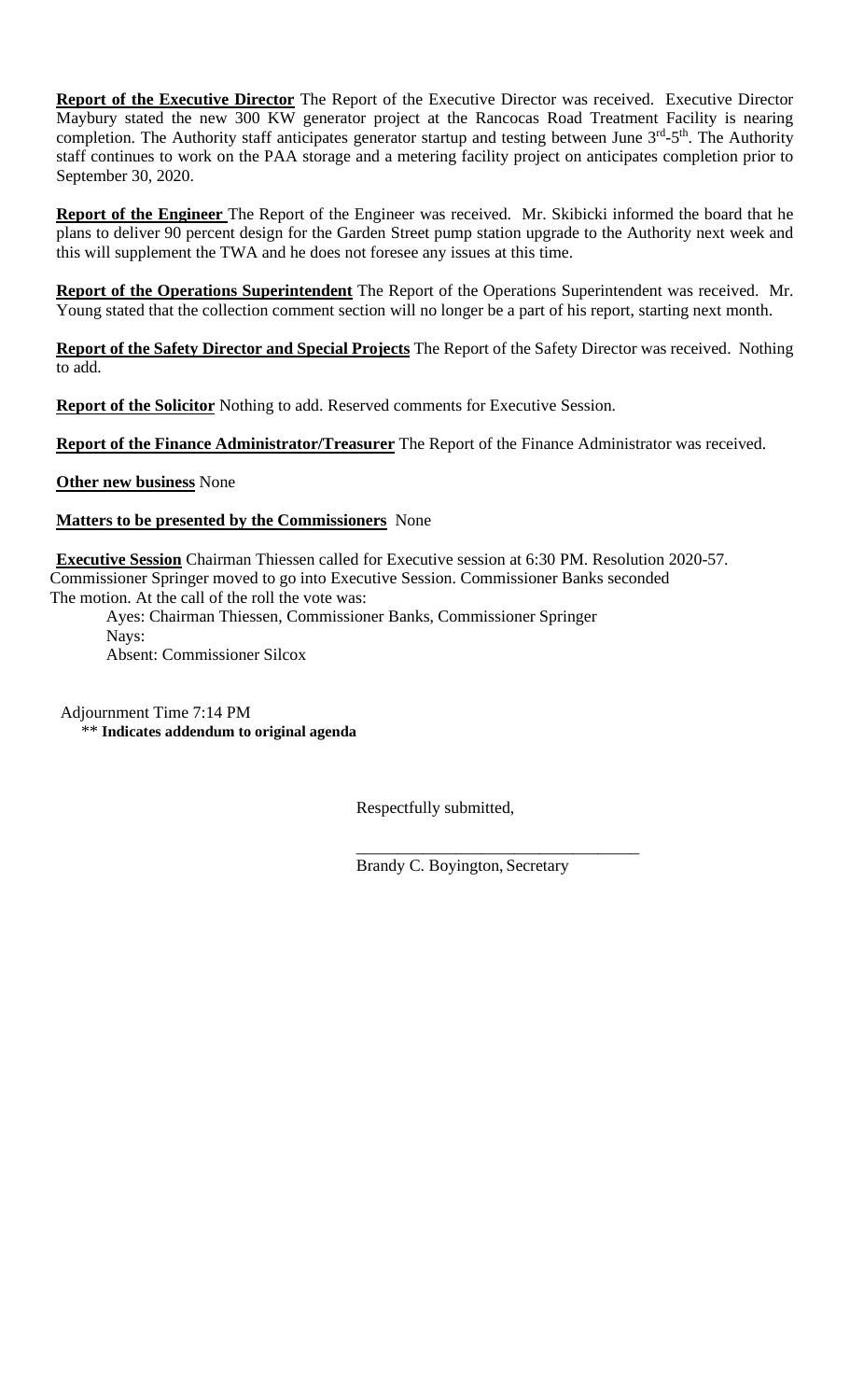**Report of the Executive Director** The Report of the Executive Director was received. Executive Director Maybury stated the new 300 KW generator project at the Rancocas Road Treatment Facility is nearing completion. The Authority staff anticipates generator startup and testing between June 3rd-5th. The Authority staff continues to work on the PAA storage and a metering facility project on anticipates completion prior to September 30, 2020.

**Report of the Engineer** The Report of the Engineer was received. Mr. Skibicki informed the board that he plans to deliver 90 percent design for the Garden Street pump station upgrade to the Authority next week and this will supplement the TWA and he does not foresee any issues at this time.

**Report of the Operations Superintendent** The Report of the Operations Superintendent was received. Mr. Young stated that the collection comment section will no longer be a part of his report, starting next month.

**Report of the Safety Director and Special Projects** The Report of the Safety Director was received. Nothing to add.

**Report of the Solicitor** Nothing to add. Reserved comments for Executive Session.

**Report of the Finance Administrator/Treasurer** The Report of the Finance Administrator was received.

**Other new business** None

**Matters to be presented by the Commissioners** None

**Executive Session** Chairman Thiessen called for Executive session at 6:30 PM. Resolution 2020-57. Commissioner Springer moved to go into Executive Session. Commissioner Banks seconded The motion. At the call of the roll the vote was:

Ayes: Chairman Thiessen, Commissioner Banks, Commissioner Springer
Nays:
Absent: Commissioner Silcox

Adjournment Time 7:14 PM
** **Indicates addendum to original agenda**

Respectfully submitted,

___________________________________
Brandy C. Boyington, Secretary